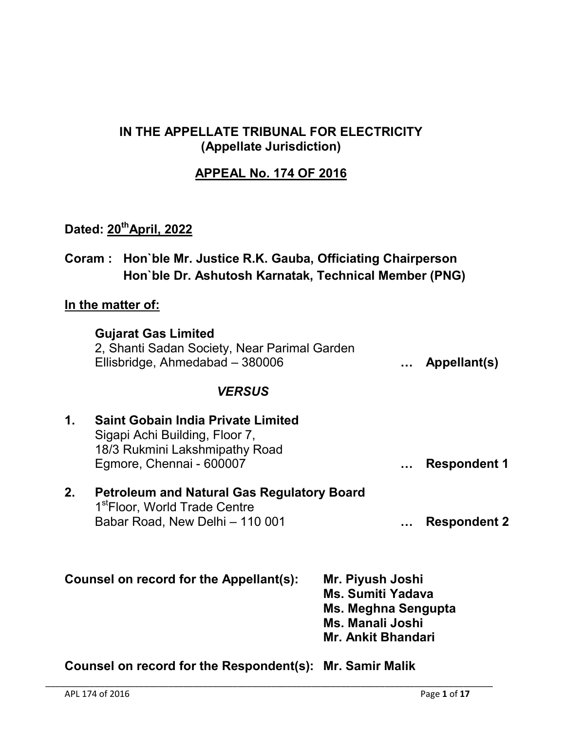**IN THE APPELLATE TRIBUNAL FOR ELECTRICITY**
**(Appellate Jurisdiction)**

**APPEAL No. 174 OF 2016**

**Dated: 20th April, 2022**

**Coram : Hon`ble Mr. Justice R.K. Gauba, Officiating Chairperson**
**Hon`ble Dr. Ashutosh Karnatak, Technical Member (PNG)**

**In the matter of:**

**Gujarat Gas Limited**
2, Shanti Sadan Society, Near Parimal Garden
Ellisbridge, Ahmedabad – 380006 **… Appellant(s)**

***VERSUS***

1. **Saint Gobain India Private Limited**
   Sigapi Achi Building, Floor 7,
   18/3 Rukmini Lakshmipathy Road
   Egmore, Chennai - 600007 **… Respondent 1**

2. **Petroleum and Natural Gas Regulatory Board**
   1st Floor, World Trade Centre
   Babar Road, New Delhi – 110 001 **… Respondent 2**

**Counsel on record for the Appellant(s):** **Mr. Piyush Joshi**
**Ms. Sumiti Yadava**
**Ms. Meghna Sengupta**
**Ms. Manali Joshi**
**Mr. Ankit Bhandari**

**Counsel on record for the Respondent(s):** **Mr. Samir Malik**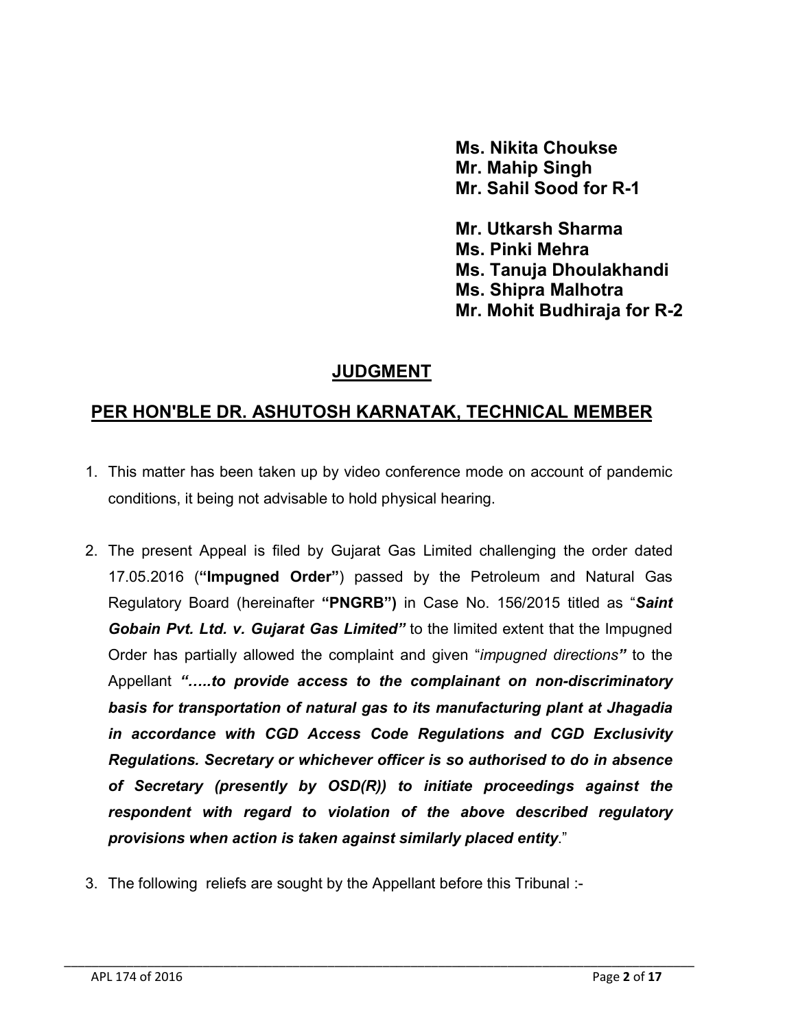**Ms. Nikita Choukse**
**Mr. Mahip Singh**
**Mr. Sahil Sood for R-1**

**Mr. Utkarsh Sharma**
**Ms. Pinki Mehra**
**Ms. Tanuja Dhoulakhandi**
**Ms. Shipra Malhotra**
**Mr. Mohit Budhiraja for R-2**

## JUDGMENT

## PER HON'BLE DR. ASHUTOSH KARNATAK, TECHNICAL MEMBER

1. This matter has been taken up by video conference mode on account of pandemic conditions, it being not advisable to hold physical hearing.

2. The present Appeal is filed by Gujarat Gas Limited challenging the order dated 17.05.2016 (**"Impugned Order"**) passed by the Petroleum and Natural Gas Regulatory Board (hereinafter **"PNGRB")** in Case No. 156/2015 titled as "***Saint Gobain Pvt. Ltd. v. Gujarat Gas Limited"*** to the limited extent that the Impugned Order has partially allowed the complaint and given "*impugned directions****"*** to the Appellant ***"…..to provide access to the complainant on non-discriminatory basis for transportation of natural gas to its manufacturing plant at Jhagadia in accordance with CGD Access Code Regulations and CGD Exclusivity Regulations. Secretary or whichever officer is so authorised to do in absence of Secretary (presently by OSD(R)) to initiate proceedings against the respondent with regard to violation of the above described regulatory provisions when action is taken against similarly placed entity***."

3. The following reliefs are sought by the Appellant before this Tribunal :-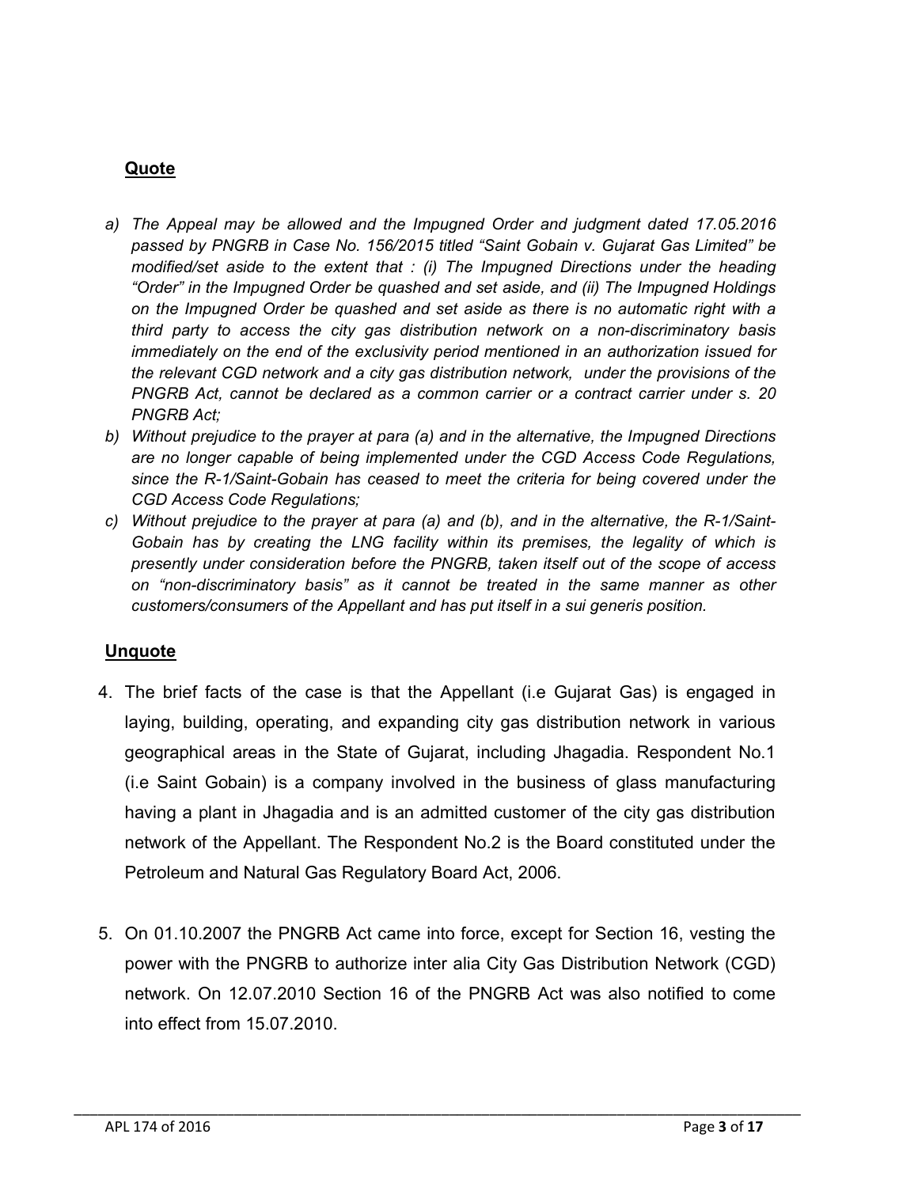**Quote**

a) *The Appeal may be allowed and the Impugned Order and judgment dated 17.05.2016 passed by PNGRB in Case No. 156/2015 titled "Saint Gobain v. Gujarat Gas Limited" be modified/set aside to the extent that : (i) The Impugned Directions under the heading "Order" in the Impugned Order be quashed and set aside, and (ii) The Impugned Holdings on the Impugned Order be quashed and set aside as there is no automatic right with a third party to access the city gas distribution network on a non-discriminatory basis immediately on the end of the exclusivity period mentioned in an authorization issued for the relevant CGD network and a city gas distribution network, under the provisions of the PNGRB Act, cannot be declared as a common carrier or a contract carrier under s. 20 PNGRB Act;*

b) *Without prejudice to the prayer at para (a) and in the alternative, the Impugned Directions are no longer capable of being implemented under the CGD Access Code Regulations, since the R-1/Saint-Gobain has ceased to meet the criteria for being covered under the CGD Access Code Regulations;*

c) *Without prejudice to the prayer at para (a) and (b), and in the alternative, the R-1/Saint-Gobain has by creating the LNG facility within its premises, the legality of which is presently under consideration before the PNGRB, taken itself out of the scope of access on "non-discriminatory basis" as it cannot be treated in the same manner as other customers/consumers of the Appellant and has put itself in a sui generis position.*

**Unquote**

4. The brief facts of the case is that the Appellant (i.e Gujarat Gas) is engaged in laying, building, operating, and expanding city gas distribution network in various geographical areas in the State of Gujarat, including Jhagadia. Respondent No.1 (i.e Saint Gobain) is a company involved in the business of glass manufacturing having a plant in Jhagadia and is an admitted customer of the city gas distribution network of the Appellant. The Respondent No.2 is the Board constituted under the Petroleum and Natural Gas Regulatory Board Act, 2006.

5. On 01.10.2007 the PNGRB Act came into force, except for Section 16, vesting the power with the PNGRB to authorize inter alia City Gas Distribution Network (CGD) network. On 12.07.2010 Section 16 of the PNGRB Act was also notified to come into effect from 15.07.2010.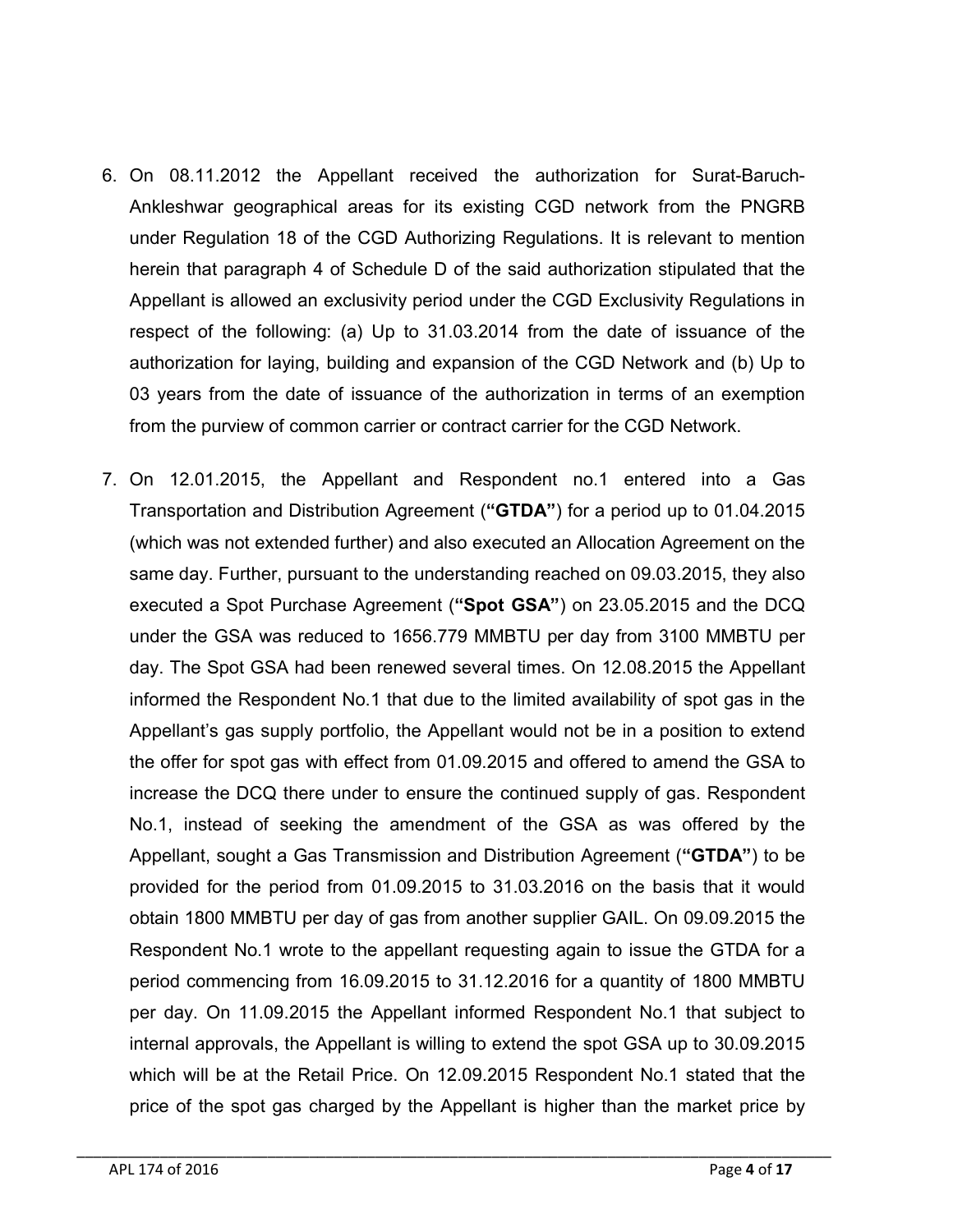6. On 08.11.2012 the Appellant received the authorization for Surat-Baruch-Ankleshwar geographical areas for its existing CGD network from the PNGRB under Regulation 18 of the CGD Authorizing Regulations. It is relevant to mention herein that paragraph 4 of Schedule D of the said authorization stipulated that the Appellant is allowed an exclusivity period under the CGD Exclusivity Regulations in respect of the following: (a) Up to 31.03.2014 from the date of issuance of the authorization for laying, building and expansion of the CGD Network and (b) Up to 03 years from the date of issuance of the authorization in terms of an exemption from the purview of common carrier or contract carrier for the CGD Network.

7. On 12.01.2015, the Appellant and Respondent no.1 entered into a Gas Transportation and Distribution Agreement (**"GTDA"**) for a period up to 01.04.2015 (which was not extended further) and also executed an Allocation Agreement on the same day. Further, pursuant to the understanding reached on 09.03.2015, they also executed a Spot Purchase Agreement (**"Spot GSA"**) on 23.05.2015 and the DCQ under the GSA was reduced to 1656.779 MMBTU per day from 3100 MMBTU per day. The Spot GSA had been renewed several times. On 12.08.2015 the Appellant informed the Respondent No.1 that due to the limited availability of spot gas in the Appellant's gas supply portfolio, the Appellant would not be in a position to extend the offer for spot gas with effect from 01.09.2015 and offered to amend the GSA to increase the DCQ there under to ensure the continued supply of gas. Respondent No.1, instead of seeking the amendment of the GSA as was offered by the Appellant, sought a Gas Transmission and Distribution Agreement (**"GTDA"**) to be provided for the period from 01.09.2015 to 31.03.2016 on the basis that it would obtain 1800 MMBTU per day of gas from another supplier GAIL. On 09.09.2015 the Respondent No.1 wrote to the appellant requesting again to issue the GTDA for a period commencing from 16.09.2015 to 31.12.2016 for a quantity of 1800 MMBTU per day. On 11.09.2015 the Appellant informed Respondent No.1 that subject to internal approvals, the Appellant is willing to extend the spot GSA up to 30.09.2015 which will be at the Retail Price. On 12.09.2015 Respondent No.1 stated that the price of the spot gas charged by the Appellant is higher than the market price by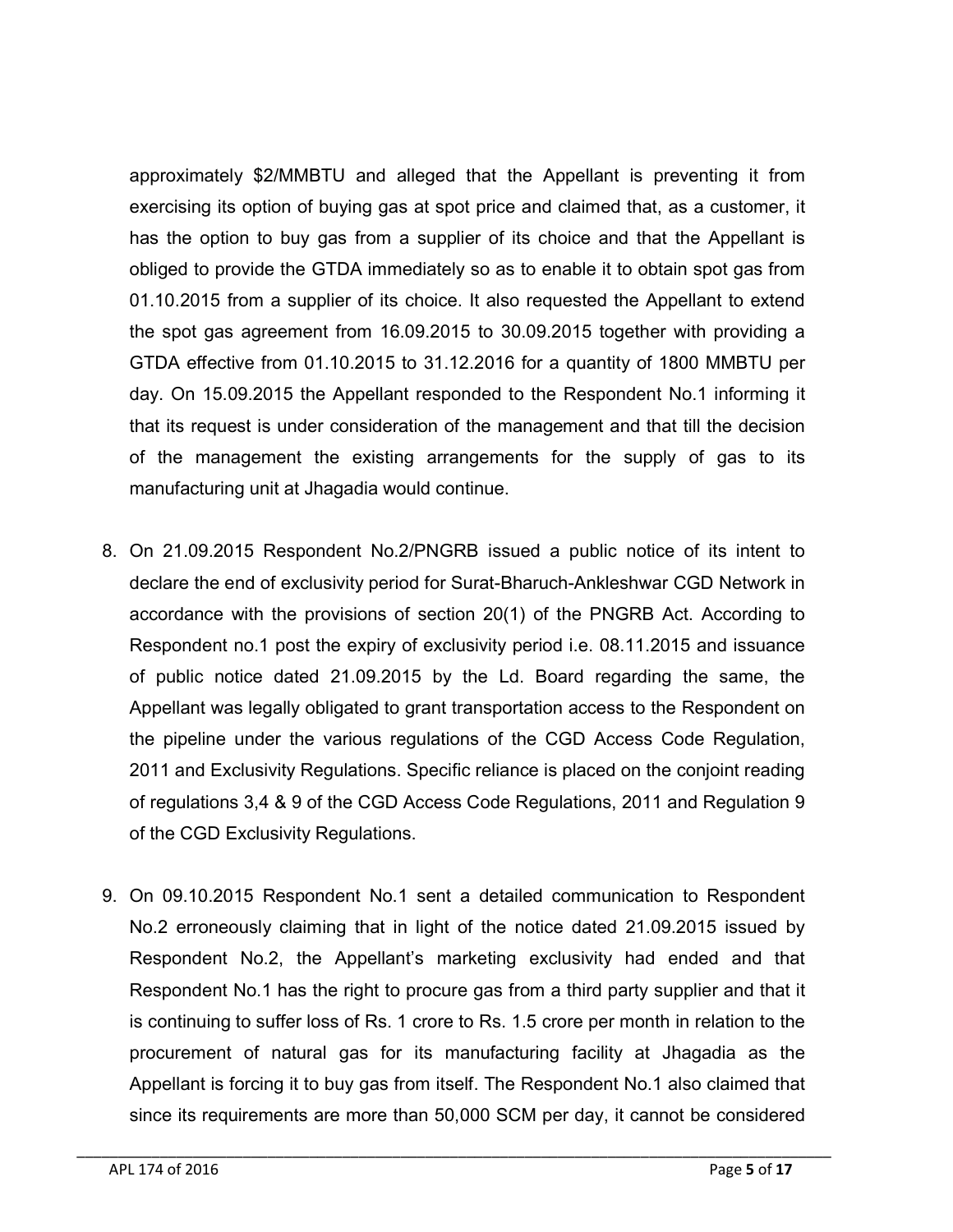approximately $2/MMBTU and alleged that the Appellant is preventing it from exercising its option of buying gas at spot price and claimed that, as a customer, it has the option to buy gas from a supplier of its choice and that the Appellant is obliged to provide the GTDA immediately so as to enable it to obtain spot gas from 01.10.2015 from a supplier of its choice. It also requested the Appellant to extend the spot gas agreement from 16.09.2015 to 30.09.2015 together with providing a GTDA effective from 01.10.2015 to 31.12.2016 for a quantity of 1800 MMBTU per day. On 15.09.2015 the Appellant responded to the Respondent No.1 informing it that its request is under consideration of the management and that till the decision of the management the existing arrangements for the supply of gas to its manufacturing unit at Jhagadia would continue.

8. On 21.09.2015 Respondent No.2/PNGRB issued a public notice of its intent to declare the end of exclusivity period for Surat-Bharuch-Ankleshwar CGD Network in accordance with the provisions of section 20(1) of the PNGRB Act. According to Respondent no.1 post the expiry of exclusivity period i.e. 08.11.2015 and issuance of public notice dated 21.09.2015 by the Ld. Board regarding the same, the Appellant was legally obligated to grant transportation access to the Respondent on the pipeline under the various regulations of the CGD Access Code Regulation, 2011 and Exclusivity Regulations. Specific reliance is placed on the conjoint reading of regulations 3,4 & 9 of the CGD Access Code Regulations, 2011 and Regulation 9 of the CGD Exclusivity Regulations.

9. On 09.10.2015 Respondent No.1 sent a detailed communication to Respondent No.2 erroneously claiming that in light of the notice dated 21.09.2015 issued by Respondent No.2, the Appellant's marketing exclusivity had ended and that Respondent No.1 has the right to procure gas from a third party supplier and that it is continuing to suffer loss of Rs. 1 crore to Rs. 1.5 crore per month in relation to the procurement of natural gas for its manufacturing facility at Jhagadia as the Appellant is forcing it to buy gas from itself. The Respondent No.1 also claimed that since its requirements are more than 50,000 SCM per day, it cannot be considered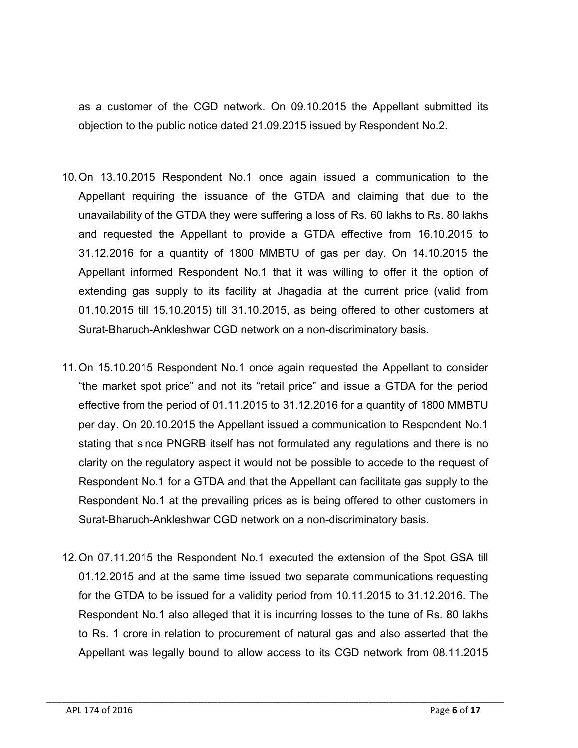as a customer of the CGD network. On 09.10.2015 the Appellant submitted its objection to the public notice dated 21.09.2015 issued by Respondent No.2.

10. On 13.10.2015 Respondent No.1 once again issued a communication to the Appellant requiring the issuance of the GTDA and claiming that due to the unavailability of the GTDA they were suffering a loss of Rs. 60 lakhs to Rs. 80 lakhs and requested the Appellant to provide a GTDA effective from 16.10.2015 to 31.12.2016 for a quantity of 1800 MMBTU of gas per day. On 14.10.2015 the Appellant informed Respondent No.1 that it was willing to offer it the option of extending gas supply to its facility at Jhagadia at the current price (valid from 01.10.2015 till 15.10.2015) till 31.10.2015, as being offered to other customers at Surat-Bharuch-Ankleshwar CGD network on a non-discriminatory basis.

11. On 15.10.2015 Respondent No.1 once again requested the Appellant to consider "the market spot price" and not its "retail price" and issue a GTDA for the period effective from the period of 01.11.2015 to 31.12.2016 for a quantity of 1800 MMBTU per day. On 20.10.2015 the Appellant issued a communication to Respondent No.1 stating that since PNGRB itself has not formulated any regulations and there is no clarity on the regulatory aspect it would not be possible to accede to the request of Respondent No.1 for a GTDA and that the Appellant can facilitate gas supply to the Respondent No.1 at the prevailing prices as is being offered to other customers in Surat-Bharuch-Ankleshwar CGD network on a non-discriminatory basis.

12. On 07.11.2015 the Respondent No.1 executed the extension of the Spot GSA till 01.12.2015 and at the same time issued two separate communications requesting for the GTDA to be issued for a validity period from 10.11.2015 to 31.12.2016. The Respondent No.1 also alleged that it is incurring losses to the tune of Rs. 80 lakhs to Rs. 1 crore in relation to procurement of natural gas and also asserted that the Appellant was legally bound to allow access to its CGD network from 08.11.2015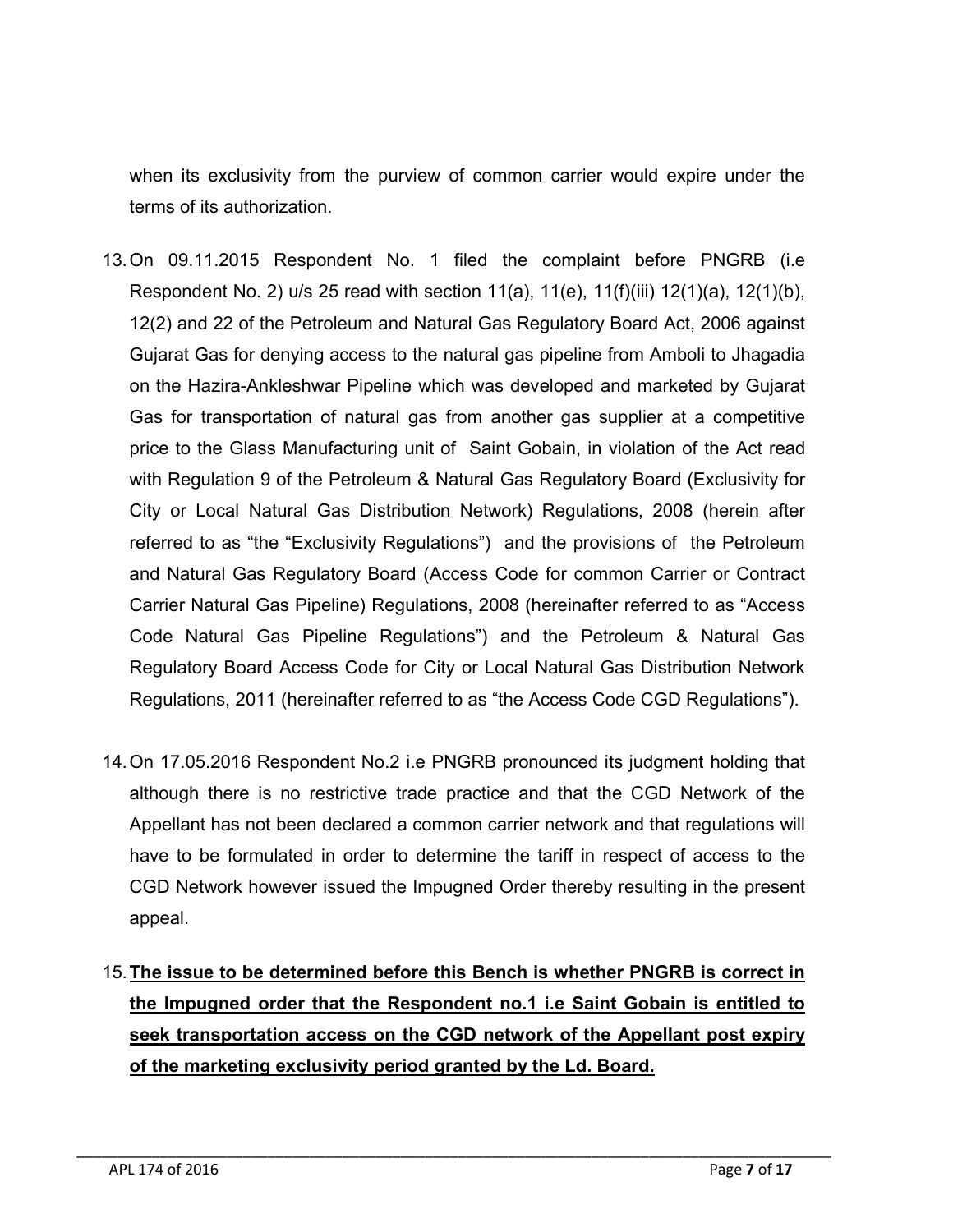when its exclusivity from the purview of common carrier would expire under the terms of its authorization.

13. On 09.11.2015 Respondent No. 1 filed the complaint before PNGRB (i.e Respondent No. 2) u/s 25 read with section 11(a), 11(e), 11(f)(iii) 12(1)(a), 12(1)(b), 12(2) and 22 of the Petroleum and Natural Gas Regulatory Board Act, 2006 against Gujarat Gas for denying access to the natural gas pipeline from Amboli to Jhagadia on the Hazira-Ankleshwar Pipeline which was developed and marketed by Gujarat Gas for transportation of natural gas from another gas supplier at a competitive price to the Glass Manufacturing unit of Saint Gobain, in violation of the Act read with Regulation 9 of the Petroleum & Natural Gas Regulatory Board (Exclusivity for City or Local Natural Gas Distribution Network) Regulations, 2008 (herein after referred to as "the "Exclusivity Regulations") and the provisions of the Petroleum and Natural Gas Regulatory Board (Access Code for common Carrier or Contract Carrier Natural Gas Pipeline) Regulations, 2008 (hereinafter referred to as "Access Code Natural Gas Pipeline Regulations") and the Petroleum & Natural Gas Regulatory Board Access Code for City or Local Natural Gas Distribution Network Regulations, 2011 (hereinafter referred to as "the Access Code CGD Regulations").

14. On 17.05.2016 Respondent No.2 i.e PNGRB pronounced its judgment holding that although there is no restrictive trade practice and that the CGD Network of the Appellant has not been declared a common carrier network and that regulations will have to be formulated in order to determine the tariff in respect of access to the CGD Network however issued the Impugned Order thereby resulting in the present appeal.

15. **<u>The issue to be determined before this Bench is whether PNGRB is correct in the Impugned order that the Respondent no.1 i.e Saint Gobain is entitled to seek transportation access on the CGD network of the Appellant post expiry of the marketing exclusivity period granted by the Ld. Board.</u>**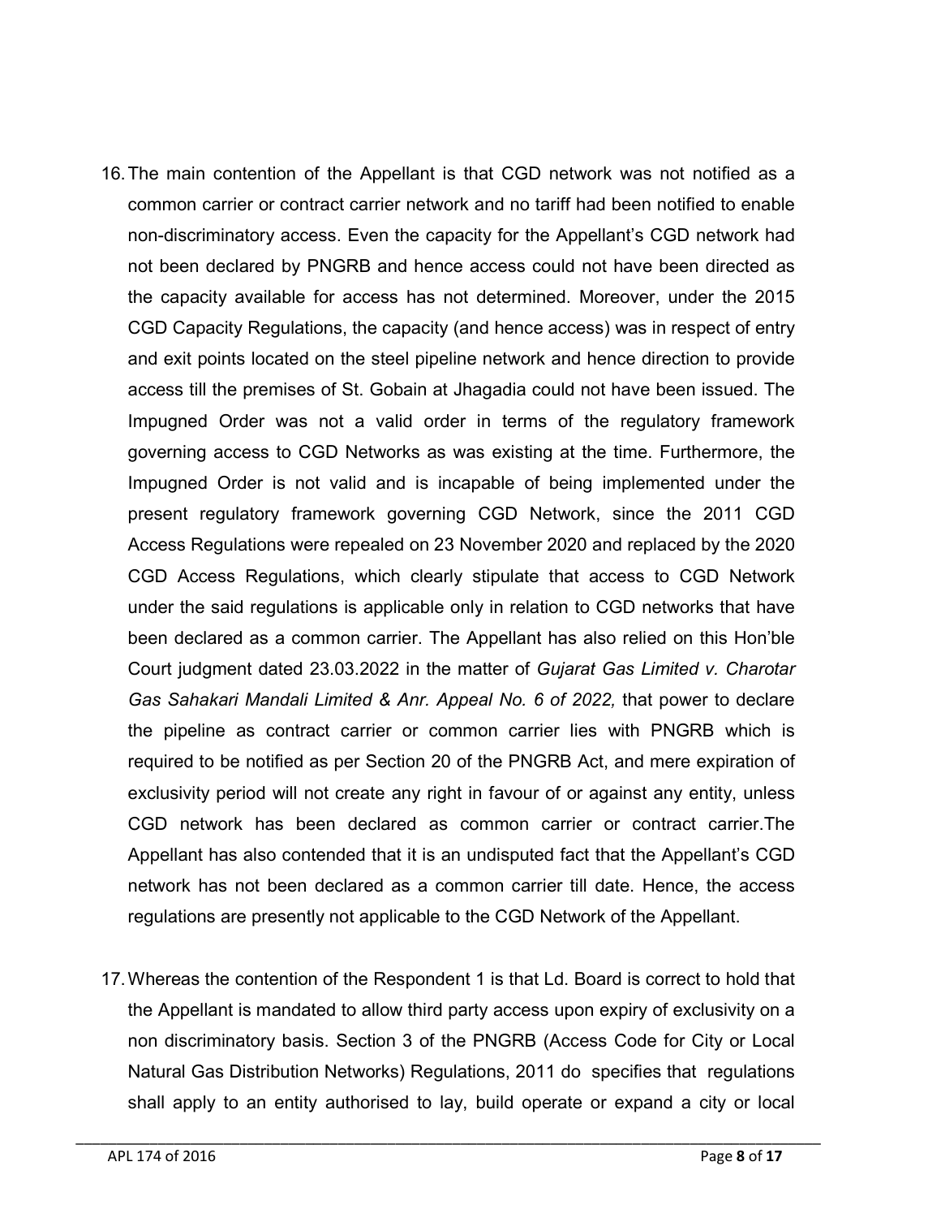16. The main contention of the Appellant is that CGD network was not notified as a common carrier or contract carrier network and no tariff had been notified to enable non-discriminatory access. Even the capacity for the Appellant's CGD network had not been declared by PNGRB and hence access could not have been directed as the capacity available for access has not determined. Moreover, under the 2015 CGD Capacity Regulations, the capacity (and hence access) was in respect of entry and exit points located on the steel pipeline network and hence direction to provide access till the premises of St. Gobain at Jhagadia could not have been issued. The Impugned Order was not a valid order in terms of the regulatory framework governing access to CGD Networks as was existing at the time. Furthermore, the Impugned Order is not valid and is incapable of being implemented under the present regulatory framework governing CGD Network, since the 2011 CGD Access Regulations were repealed on 23 November 2020 and replaced by the 2020 CGD Access Regulations, which clearly stipulate that access to CGD Network under the said regulations is applicable only in relation to CGD networks that have been declared as a common carrier. The Appellant has also relied on this Hon'ble Court judgment dated 23.03.2022 in the matter of *Gujarat Gas Limited v. Charotar Gas Sahakari Mandali Limited & Anr. Appeal No. 6 of 2022,* that power to declare the pipeline as contract carrier or common carrier lies with PNGRB which is required to be notified as per Section 20 of the PNGRB Act, and mere expiration of exclusivity period will not create any right in favour of or against any entity, unless CGD network has been declared as common carrier or contract carrier.The Appellant has also contended that it is an undisputed fact that the Appellant's CGD network has not been declared as a common carrier till date. Hence, the access regulations are presently not applicable to the CGD Network of the Appellant.

17. Whereas the contention of the Respondent 1 is that Ld. Board is correct to hold that the Appellant is mandated to allow third party access upon expiry of exclusivity on a non discriminatory basis. Section 3 of the PNGRB (Access Code for City or Local Natural Gas Distribution Networks) Regulations, 2011 do specifies that regulations shall apply to an entity authorised to lay, build operate or expand a city or local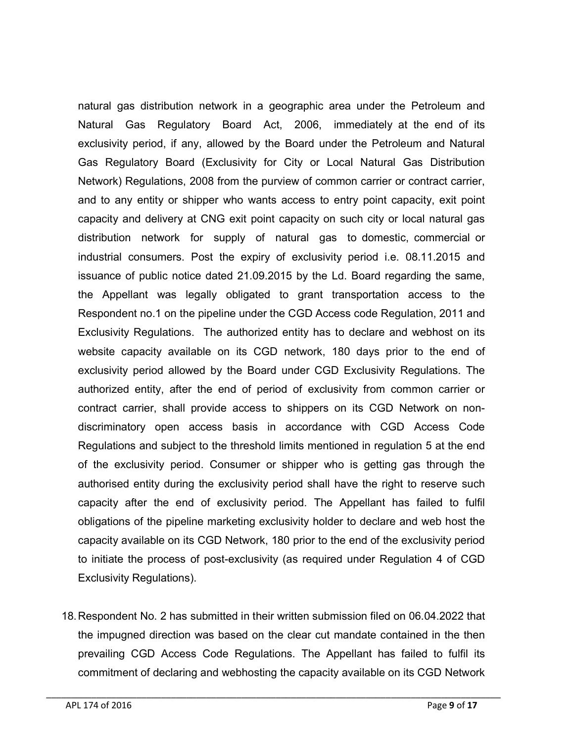natural gas distribution network in a geographic area under the Petroleum and Natural Gas Regulatory Board Act, 2006, immediately at the end of its exclusivity period, if any, allowed by the Board under the Petroleum and Natural Gas Regulatory Board (Exclusivity for City or Local Natural Gas Distribution Network) Regulations, 2008 from the purview of common carrier or contract carrier, and to any entity or shipper who wants access to entry point capacity, exit point capacity and delivery at CNG exit point capacity on such city or local natural gas distribution network for supply of natural gas to domestic, commercial or industrial consumers. Post the expiry of exclusivity period i.e. 08.11.2015 and issuance of public notice dated 21.09.2015 by the Ld. Board regarding the same, the Appellant was legally obligated to grant transportation access to the Respondent no.1 on the pipeline under the CGD Access code Regulation, 2011 and Exclusivity Regulations. The authorized entity has to declare and webhost on its website capacity available on its CGD network, 180 days prior to the end of exclusivity period allowed by the Board under CGD Exclusivity Regulations. The authorized entity, after the end of period of exclusivity from common carrier or contract carrier, shall provide access to shippers on its CGD Network on non-discriminatory open access basis in accordance with CGD Access Code Regulations and subject to the threshold limits mentioned in regulation 5 at the end of the exclusivity period. Consumer or shipper who is getting gas through the authorised entity during the exclusivity period shall have the right to reserve such capacity after the end of exclusivity period. The Appellant has failed to fulfil obligations of the pipeline marketing exclusivity holder to declare and web host the capacity available on its CGD Network, 180 prior to the end of the exclusivity period to initiate the process of post-exclusivity (as required under Regulation 4 of CGD Exclusivity Regulations).

18. Respondent No. 2 has submitted in their written submission filed on 06.04.2022 that the impugned direction was based on the clear cut mandate contained in the then prevailing CGD Access Code Regulations. The Appellant has failed to fulfil its commitment of declaring and webhosting the capacity available on its CGD Network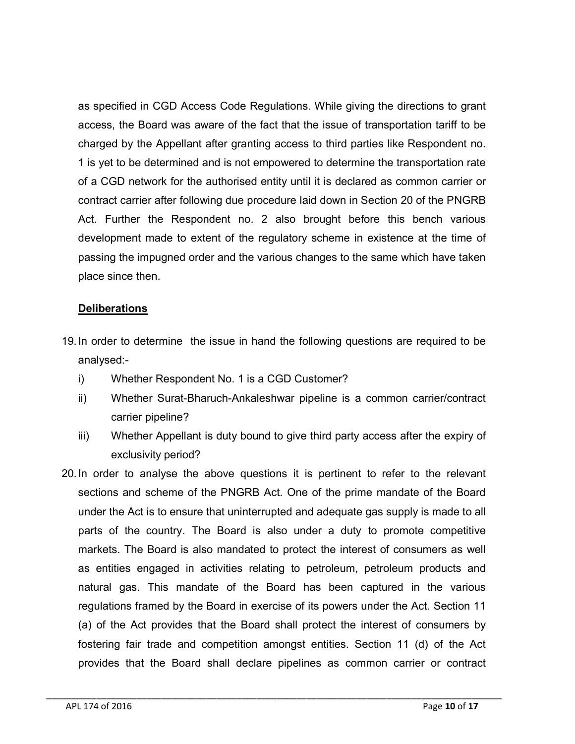as specified in CGD Access Code Regulations. While giving the directions to grant access, the Board was aware of the fact that the issue of transportation tariff to be charged by the Appellant after granting access to third parties like Respondent no. 1 is yet to be determined and is not empowered to determine the transportation rate of a CGD network for the authorised entity until it is declared as common carrier or contract carrier after following due procedure laid down in Section 20 of the PNGRB Act. Further the Respondent no. 2 also brought before this bench various development made to extent of the regulatory scheme in existence at the time of passing the impugned order and the various changes to the same which have taken place since then.

**Deliberations**

19. In order to determine the issue in hand the following questions are required to be analysed:-

    i) Whether Respondent No. 1 is a CGD Customer?

    ii) Whether Surat-Bharuch-Ankaleshwar pipeline is a common carrier/contract carrier pipeline?

    iii) Whether Appellant is duty bound to give third party access after the expiry of exclusivity period?

20. In order to analyse the above questions it is pertinent to refer to the relevant sections and scheme of the PNGRB Act. One of the prime mandate of the Board under the Act is to ensure that uninterrupted and adequate gas supply is made to all parts of the country. The Board is also under a duty to promote competitive markets. The Board is also mandated to protect the interest of consumers as well as entities engaged in activities relating to petroleum, petroleum products and natural gas. This mandate of the Board has been captured in the various regulations framed by the Board in exercise of its powers under the Act. Section 11 (a) of the Act provides that the Board shall protect the interest of consumers by fostering fair trade and competition amongst entities. Section 11 (d) of the Act provides that the Board shall declare pipelines as common carrier or contract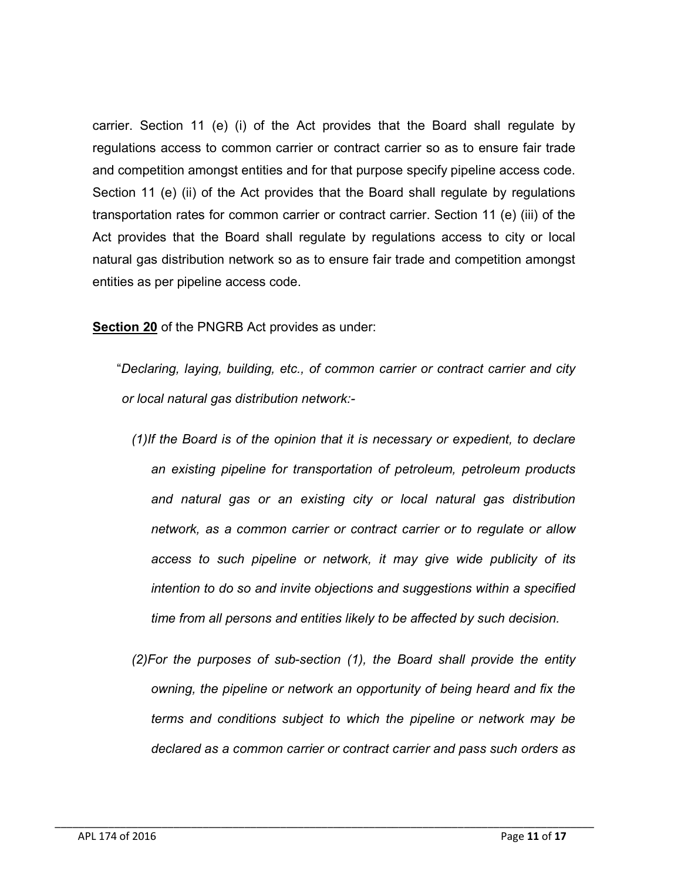carrier. Section 11 (e) (i) of the Act provides that the Board shall regulate by regulations access to common carrier or contract carrier so as to ensure fair trade and competition amongst entities and for that purpose specify pipeline access code. Section 11 (e) (ii) of the Act provides that the Board shall regulate by regulations transportation rates for common carrier or contract carrier. Section 11 (e) (iii) of the Act provides that the Board shall regulate by regulations access to city or local natural gas distribution network so as to ensure fair trade and competition amongst entities as per pipeline access code.

**Section 20** of the PNGRB Act provides as under:

> "*Declaring, laying, building, etc., of common carrier or contract carrier and city or local natural gas distribution network:-*
>
> *(1)If the Board is of the opinion that it is necessary or expedient, to declare an existing pipeline for transportation of petroleum, petroleum products and natural gas or an existing city or local natural gas distribution network, as a common carrier or contract carrier or to regulate or allow access to such pipeline or network, it may give wide publicity of its intention to do so and invite objections and suggestions within a specified time from all persons and entities likely to be affected by such decision.*
>
> *(2)For the purposes of sub-section (1), the Board shall provide the entity owning, the pipeline or network an opportunity of being heard and fix the terms and conditions subject to which the pipeline or network may be declared as a common carrier or contract carrier and pass such orders as*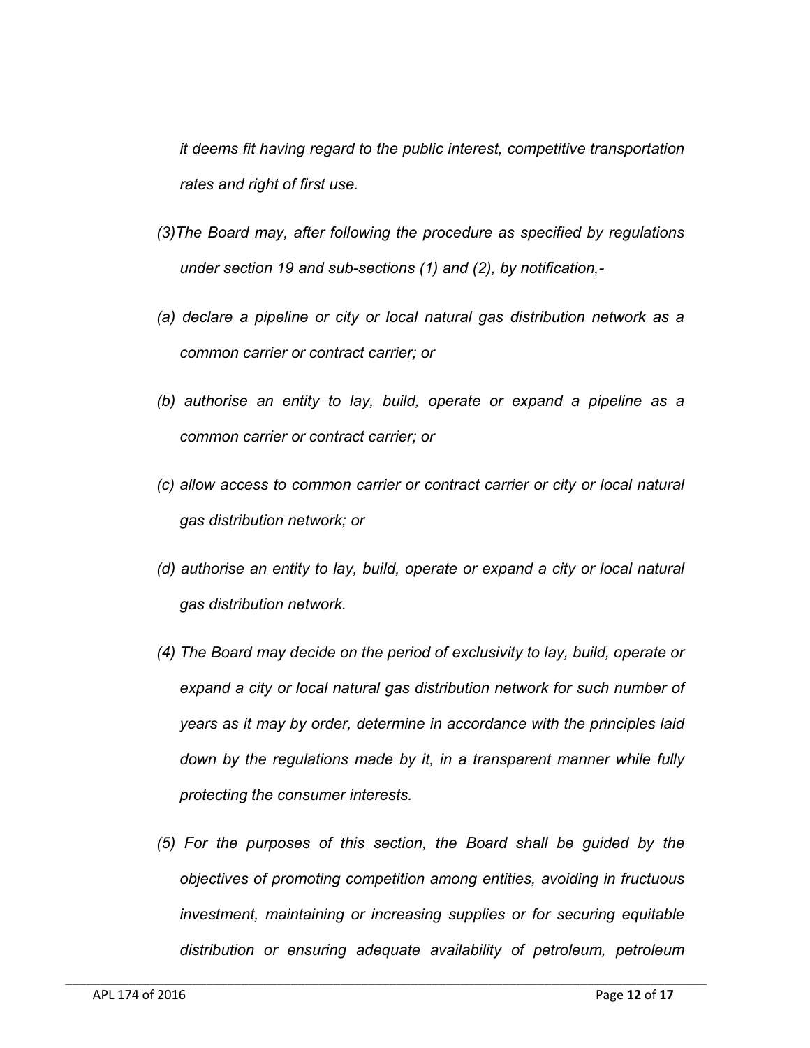*it deems fit having regard to the public interest, competitive transportation rates and right of first use.*

*(3)The Board may, after following the procedure as specified by regulations under section 19 and sub-sections (1) and (2), by notification,-*

*(a) declare a pipeline or city or local natural gas distribution network as a common carrier or contract carrier; or*

*(b) authorise an entity to lay, build, operate or expand a pipeline as a common carrier or contract carrier; or*

*(c) allow access to common carrier or contract carrier or city or local natural gas distribution network; or*

*(d) authorise an entity to lay, build, operate or expand a city or local natural gas distribution network.*

*(4) The Board may decide on the period of exclusivity to lay, build, operate or expand a city or local natural gas distribution network for such number of years as it may by order, determine in accordance with the principles laid down by the regulations made by it, in a transparent manner while fully protecting the consumer interests.*

*(5) For the purposes of this section, the Board shall be guided by the objectives of promoting competition among entities, avoiding in fructuous investment, maintaining or increasing supplies or for securing equitable distribution or ensuring adequate availability of petroleum, petroleum*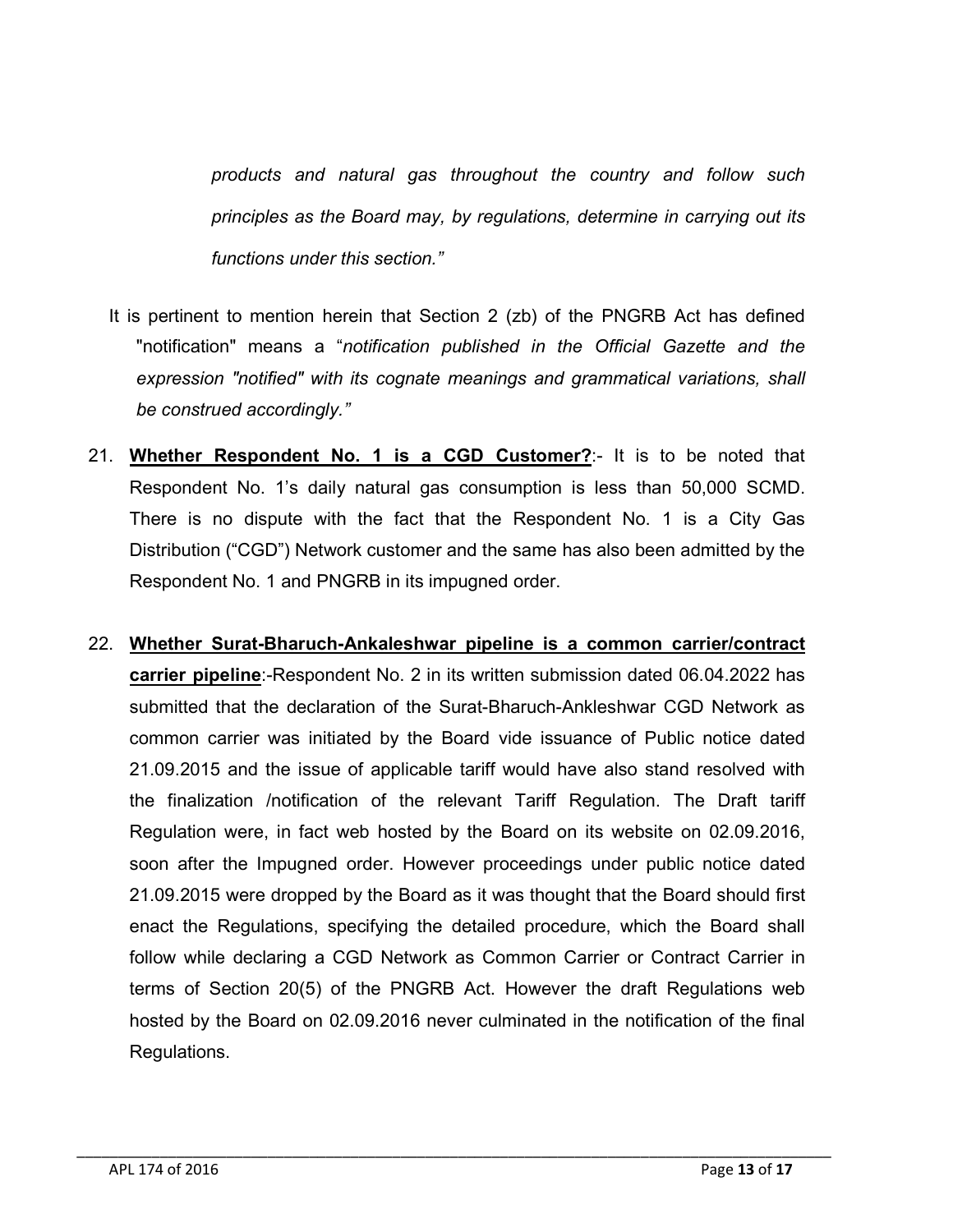> *products and natural gas throughout the country and follow such principles as the Board may, by regulations, determine in carrying out its functions under this section."*

It is pertinent to mention herein that Section 2 (zb) of the PNGRB Act has defined "notification" means a "*notification published in the Official Gazette and the expression "notified" with its cognate meanings and grammatical variations, shall be construed accordingly."*

21. **Whether Respondent No. 1 is a CGD Customer?**:- It is to be noted that Respondent No. 1's daily natural gas consumption is less than 50,000 SCMD. There is no dispute with the fact that the Respondent No. 1 is a City Gas Distribution ("CGD") Network customer and the same has also been admitted by the Respondent No. 1 and PNGRB in its impugned order.

22. **Whether Surat-Bharuch-Ankaleshwar pipeline is a common carrier/contract carrier pipeline**:-Respondent No. 2 in its written submission dated 06.04.2022 has submitted that the declaration of the Surat-Bharuch-Ankleshwar CGD Network as common carrier was initiated by the Board vide issuance of Public notice dated 21.09.2015 and the issue of applicable tariff would have also stand resolved with the finalization /notification of the relevant Tariff Regulation. The Draft tariff Regulation were, in fact web hosted by the Board on its website on 02.09.2016, soon after the Impugned order. However proceedings under public notice dated 21.09.2015 were dropped by the Board as it was thought that the Board should first enact the Regulations, specifying the detailed procedure, which the Board shall follow while declaring a CGD Network as Common Carrier or Contract Carrier in terms of Section 20(5) of the PNGRB Act. However the draft Regulations web hosted by the Board on 02.09.2016 never culminated in the notification of the final Regulations.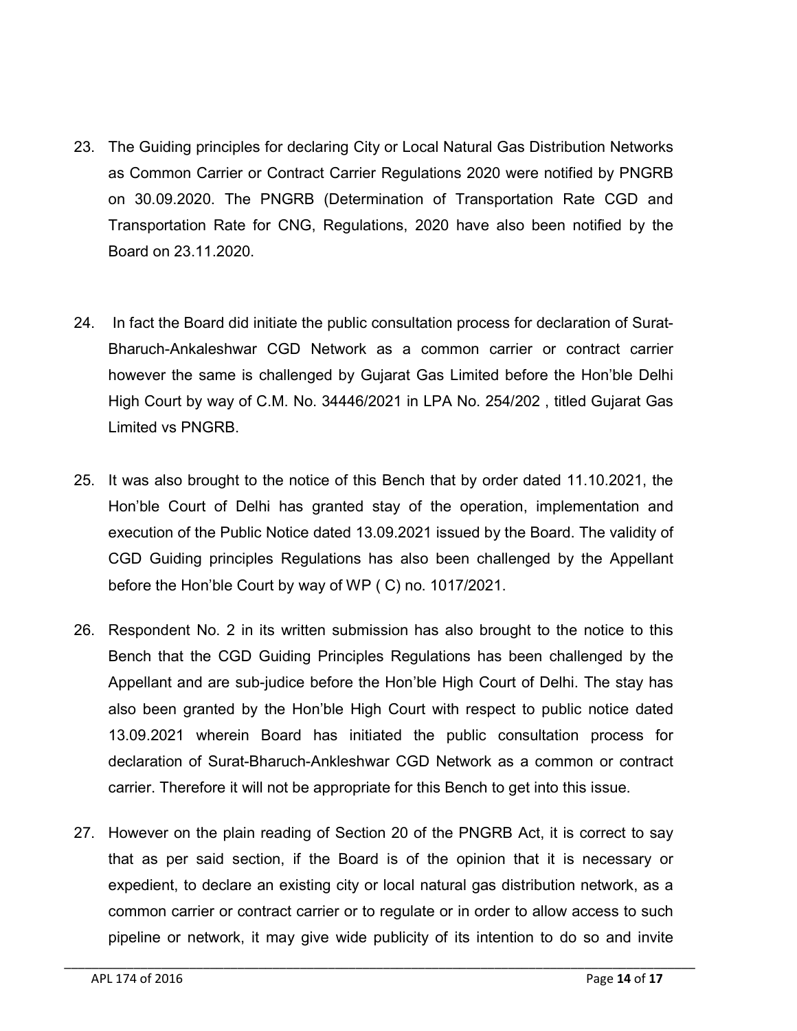23. The Guiding principles for declaring City or Local Natural Gas Distribution Networks as Common Carrier or Contract Carrier Regulations 2020 were notified by PNGRB on 30.09.2020. The PNGRB (Determination of Transportation Rate CGD and Transportation Rate for CNG, Regulations, 2020 have also been notified by the Board on 23.11.2020.

24. In fact the Board did initiate the public consultation process for declaration of Surat-Bharuch-Ankaleshwar CGD Network as a common carrier or contract carrier however the same is challenged by Gujarat Gas Limited before the Hon'ble Delhi High Court by way of C.M. No. 34446/2021 in LPA No. 254/202 , titled Gujarat Gas Limited vs PNGRB.

25. It was also brought to the notice of this Bench that by order dated 11.10.2021, the Hon'ble Court of Delhi has granted stay of the operation, implementation and execution of the Public Notice dated 13.09.2021 issued by the Board. The validity of CGD Guiding principles Regulations has also been challenged by the Appellant before the Hon'ble Court by way of WP ( C) no. 1017/2021.

26. Respondent No. 2 in its written submission has also brought to the notice to this Bench that the CGD Guiding Principles Regulations has been challenged by the Appellant and are sub-judice before the Hon'ble High Court of Delhi. The stay has also been granted by the Hon'ble High Court with respect to public notice dated 13.09.2021 wherein Board has initiated the public consultation process for declaration of Surat-Bharuch-Ankleshwar CGD Network as a common or contract carrier. Therefore it will not be appropriate for this Bench to get into this issue.

27. However on the plain reading of Section 20 of the PNGRB Act, it is correct to say that as per said section, if the Board is of the opinion that it is necessary or expedient, to declare an existing city or local natural gas distribution network, as a common carrier or contract carrier or to regulate or in order to allow access to such pipeline or network, it may give wide publicity of its intention to do so and invite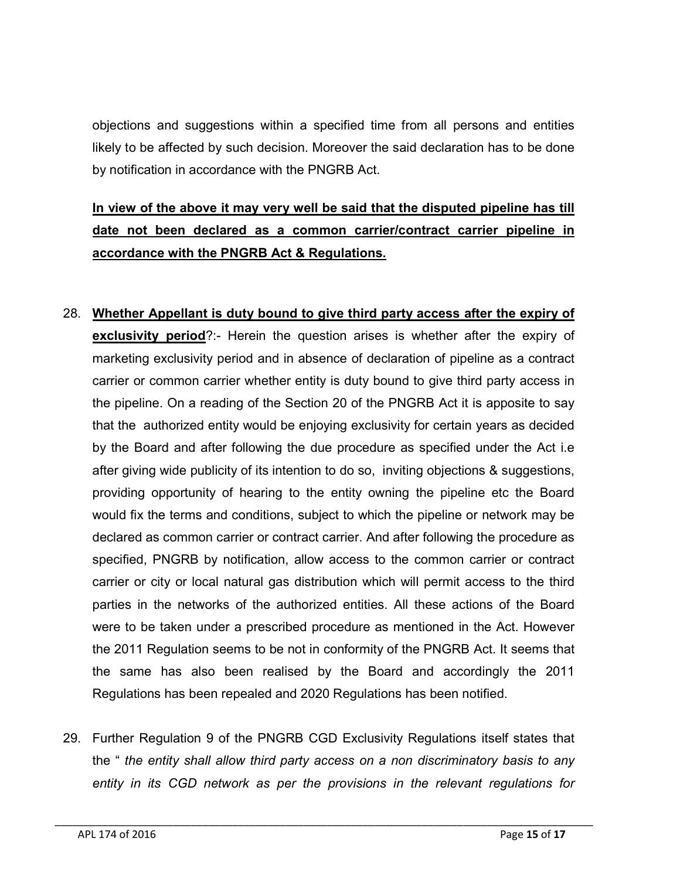objections and suggestions within a specified time from all persons and entities likely to be affected by such decision. Moreover the said declaration has to be done by notification in accordance with the PNGRB Act.

**In view of the above it may very well be said that the disputed pipeline has till date not been declared as a common carrier/contract carrier pipeline in accordance with the PNGRB Act & Regulations.**

28. **Whether Appellant is duty bound to give third party access after the expiry of exclusivity period**?:- Herein the question arises is whether after the expiry of marketing exclusivity period and in absence of declaration of pipeline as a contract carrier or common carrier whether entity is duty bound to give third party access in the pipeline. On a reading of the Section 20 of the PNGRB Act it is apposite to say that the authorized entity would be enjoying exclusivity for certain years as decided by the Board and after following the due procedure as specified under the Act i.e after giving wide publicity of its intention to do so, inviting objections & suggestions, providing opportunity of hearing to the entity owning the pipeline etc the Board would fix the terms and conditions, subject to which the pipeline or network may be declared as common carrier or contract carrier. And after following the procedure as specified, PNGRB by notification, allow access to the common carrier or contract carrier or city or local natural gas distribution which will permit access to the third parties in the networks of the authorized entities. All these actions of the Board were to be taken under a prescribed procedure as mentioned in the Act. However the 2011 Regulation seems to be not in conformity of the PNGRB Act. It seems that the same has also been realised by the Board and accordingly the 2011 Regulations has been repealed and 2020 Regulations has been notified.

29. Further Regulation 9 of the PNGRB CGD Exclusivity Regulations itself states that the " *the entity shall allow third party access on a non discriminatory basis to any entity in its CGD network as per the provisions in the relevant regulations for*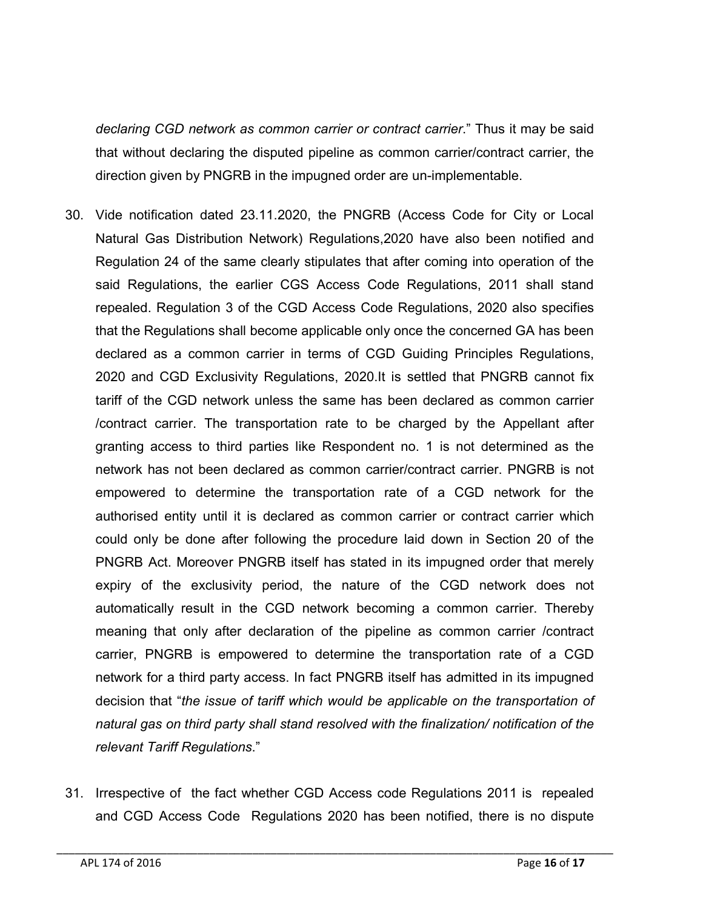*declaring CGD network as common carrier or contract carrier*." Thus it may be said that without declaring the disputed pipeline as common carrier/contract carrier, the direction given by PNGRB in the impugned order are un-implementable.

30. Vide notification dated 23.11.2020, the PNGRB (Access Code for City or Local Natural Gas Distribution Network) Regulations,2020 have also been notified and Regulation 24 of the same clearly stipulates that after coming into operation of the said Regulations, the earlier CGS Access Code Regulations, 2011 shall stand repealed. Regulation 3 of the CGD Access Code Regulations, 2020 also specifies that the Regulations shall become applicable only once the concerned GA has been declared as a common carrier in terms of CGD Guiding Principles Regulations, 2020 and CGD Exclusivity Regulations, 2020.It is settled that PNGRB cannot fix tariff of the CGD network unless the same has been declared as common carrier /contract carrier. The transportation rate to be charged by the Appellant after granting access to third parties like Respondent no. 1 is not determined as the network has not been declared as common carrier/contract carrier. PNGRB is not empowered to determine the transportation rate of a CGD network for the authorised entity until it is declared as common carrier or contract carrier which could only be done after following the procedure laid down in Section 20 of the PNGRB Act. Moreover PNGRB itself has stated in its impugned order that merely expiry of the exclusivity period, the nature of the CGD network does not automatically result in the CGD network becoming a common carrier. Thereby meaning that only after declaration of the pipeline as common carrier /contract carrier, PNGRB is empowered to determine the transportation rate of a CGD network for a third party access. In fact PNGRB itself has admitted in its impugned decision that "*the issue of tariff which would be applicable on the transportation of natural gas on third party shall stand resolved with the finalization/ notification of the relevant Tariff Regulations.*"

31. Irrespective of the fact whether CGD Access code Regulations 2011 is repealed and CGD Access Code Regulations 2020 has been notified, there is no dispute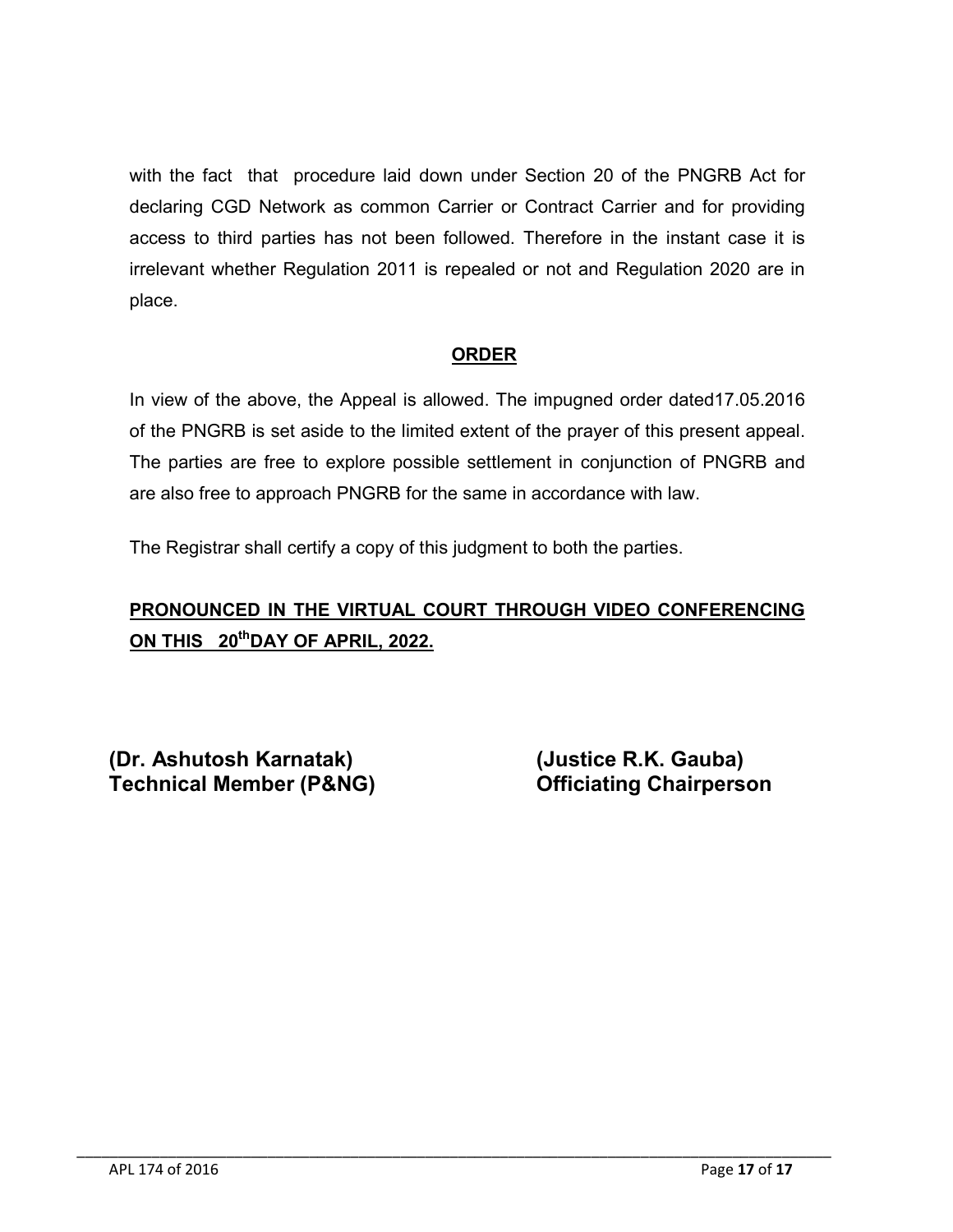with the fact that procedure laid down under Section 20 of the PNGRB Act for declaring CGD Network as common Carrier or Contract Carrier and for providing access to third parties has not been followed. Therefore in the instant case it is irrelevant whether Regulation 2011 is repealed or not and Regulation 2020 are in place.

## ORDER

In view of the above, the Appeal is allowed. The impugned order dated17.05.2016 of the PNGRB is set aside to the limited extent of the prayer of this present appeal. The parties are free to explore possible settlement in conjunction of PNGRB and are also free to approach PNGRB for the same in accordance with law.

The Registrar shall certify a copy of this judgment to both the parties.

**PRONOUNCED IN THE VIRTUAL COURT THROUGH VIDEO CONFERENCING ON THIS 20th DAY OF APRIL, 2022.**

**(Dr. Ashutosh Karnatak)**
**Technical Member (P&NG)**

**(Justice R.K. Gauba)**
**Officiating Chairperson**